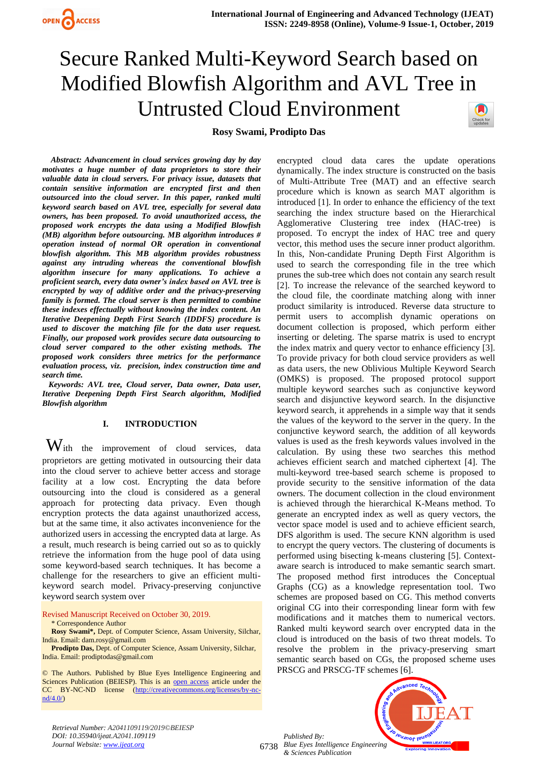# Secure Ranked Multi-Keyword Search based on Modified Blowfish Algorithm and AVL Tree in Untrusted Cloud Environment

**Rosy Swami, Prodipto Das**

***Abstract: Advancement in cloud services growing day by day motivates a huge number of data proprietors to store their valuable data in cloud servers. For privacy issue, datasets that contain sensitive information are encrypted first and then outsourced into the cloud server. In this paper, ranked multi keyword search based on AVL tree, especially for several data owners, has been proposed. To avoid unauthorized access, the proposed work encrypts the data using a Modified Blowfish (MB) algorithm before outsourcing. MB algorithm introduces # operation instead of normal OR operation in conventional blowfish algorithm. This MB algorithm provides robustness against any intruding whereas the conventional blowfish algorithm insecure for many applications. To achieve a proficient search, every data owner's index based on AVL tree is encrypted by way of additive order and the privacy-preserving family is formed. The cloud server is then permitted to combine these indexes effectually without knowing the index content. An Iterative Deepening Depth First Search (IDDFS) procedure is used to discover the matching file for the data user request. Finally, our proposed work provides secure data outsourcing to cloud server compared to the other existing methods. The proposed work considers three metrics for the performance evaluation process, viz. precision, index construction time and search time.***

***Keywords: AVL tree, Cloud server, Data owner, Data user, Iterative Deepening Depth First Search algorithm, Modified Blowfish algorithm***

## I. INTRODUCTION

With the improvement of cloud services, data proprietors are getting motivated in outsourcing their data into the cloud server to achieve better access and storage facility at a low cost. Encrypting the data before outsourcing into the cloud is considered as a general approach for protecting data privacy. Even though encryption protects the data against unauthorized access, but at the same time, it also activates inconvenience for the authorized users in accessing the encrypted data at large. As a result, much research is being carried out so as to quickly retrieve the information from the huge pool of data using some keyword-based search techniques. It has become a challenge for the researchers to give an efficient multi-keyword search model. Privacy-preserving conjunctive keyword search system over encrypted cloud data cares the update operations dynamically. The index structure is constructed on the basis of Multi-Attribute Tree (MAT) and an effective search procedure which is known as search MAT algorithm is introduced [1]. In order to enhance the efficiency of the text searching the index structure based on the Hierarchical Agglomerative Clustering tree index (HAC-tree) is proposed. To encrypt the index of HAC tree and query vector, this method uses the secure inner product algorithm. In this, Non-candidate Pruning Depth First Algorithm is used to search the corresponding file in the tree which prunes the sub-tree which does not contain any search result [2]. To increase the relevance of the searched keyword to the cloud file, the coordinate matching along with inner product similarity is introduced. Reverse data structure to permit users to accomplish dynamic operations on document collection is proposed, which perform either inserting or deleting. The sparse matrix is used to encrypt the index matrix and query vector to enhance efficiency [3]. To provide privacy for both cloud service providers as well as data users, the new Oblivious Multiple Keyword Search (OMKS) is proposed. The proposed protocol support multiple keyword searches such as conjunctive keyword search and disjunctive keyword search. In the disjunctive keyword search, it apprehends in a simple way that it sends the values of the keyword to the server in the query. In the conjunctive keyword search, the addition of all keywords values is used as the fresh keywords values involved in the calculation. By using these two searches this method achieves efficient search and matched ciphertext [4]. The multi-keyword tree-based search scheme is proposed to provide security to the sensitive information of the data owners. The document collection in the cloud environment is achieved through the hierarchical K-Means method. To generate an encrypted index as well as query vectors, the vector space model is used and to achieve efficient search, DFS algorithm is used. The secure KNN algorithm is used to encrypt the query vectors. The clustering of documents is performed using bisecting k-means clustering [5]. Context-aware search is introduced to make semantic search smart. The proposed method first introduces the Conceptual Graphs (CG) as a knowledge representation tool. Two schemes are proposed based on CG. This method converts original CG into their corresponding linear form with few modifications and it matches them to numerical vectors. Ranked multi keyword search over encrypted data in the cloud is introduced on the basis of two threat models. To resolve the problem in the privacy-preserving smart semantic search based on CGs, the proposed scheme uses PRSCG and PRSCG-TF schemes [6].

Revised Manuscript Received on October 30, 2019.

\* Correspondence Author

**Rosy Swami\***, Dept. of Computer Science, Assam University, Silchar, India. Email: dam.rosy@gmail.com

**Prodipto Das**, Dept. of Computer Science, Assam University, Silchar, India. Email: prodiptodas@gmail.com

© The Authors. Published by Blue Eyes Intelligence Engineering and Sciences Publication (BEIESP). This is an open access article under the CC BY-NC-ND license (http://creativecommons.org/licenses/by-nc-nd/4.0/)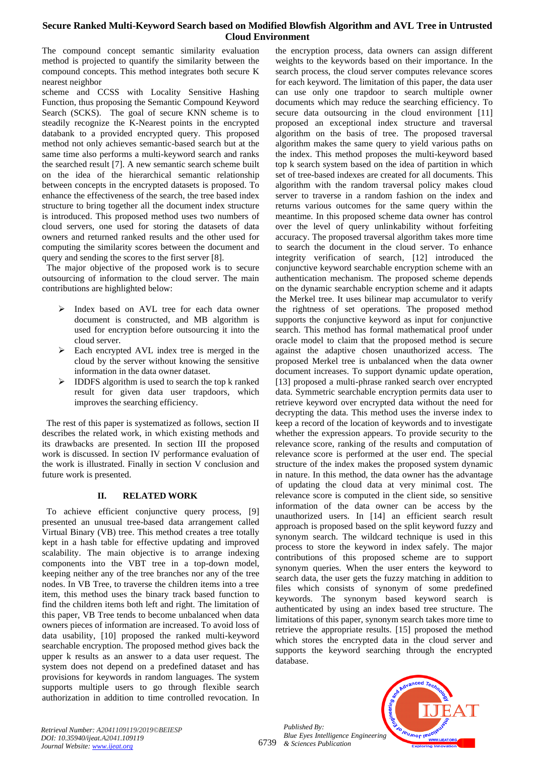The compound concept semantic similarity evaluation method is projected to quantify the similarity between the compound concepts. This method integrates both secure K nearest neighbor scheme and CCSS with Locality Sensitive Hashing Function, thus proposing the Semantic Compound Keyword Search (SCKS). The goal of secure KNN scheme is to steadily recognize the K-Nearest points in the encrypted databank to a provided encrypted query. This proposed method not only achieves semantic-based search but at the same time also performs a multi-keyword search and ranks the searched result [7]. A new semantic search scheme built on the idea of the hierarchical semantic relationship between concepts in the encrypted datasets is proposed. To enhance the effectiveness of the search, the tree based index structure to bring together all the document index structure is introduced. This proposed method uses two numbers of cloud servers, one used for storing the datasets of data owners and returned ranked results and the other used for computing the similarity scores between the document and query and sending the scores to the first server [8].

The major objective of the proposed work is to secure outsourcing of information to the cloud server. The main contributions are highlighted below:

- Index based on AVL tree for each data owner document is constructed, and MB algorithm is used for encryption before outsourcing it into the cloud server.
- Each encrypted AVL index tree is merged in the cloud by the server without knowing the sensitive information in the data owner dataset.
- IDDFS algorithm is used to search the top k ranked result for given data user trapdoors, which improves the searching efficiency.

The rest of this paper is systematized as follows, section II describes the related work, in which existing methods and its drawbacks are presented. In section III the proposed work is discussed. In section IV performance evaluation of the work is illustrated. Finally in section V conclusion and future work is presented.

## II. RELATED WORK

To achieve efficient conjunctive query process, [9] presented an unusual tree-based data arrangement called Virtual Binary (VB) tree. This method creates a tree totally kept in a hash table for effective updating and improved scalability. The main objective is to arrange indexing components into the VBT tree in a top-down model, keeping neither any of the tree branches nor any of the tree nodes. In VB Tree, to traverse the children items into a tree item, this method uses the binary track based function to find the children items both left and right. The limitation of this paper, VB Tree tends to become unbalanced when data owners pieces of information are increased. To avoid loss of data usability, [10] proposed the ranked multi-keyword searchable encryption. The proposed method gives back the upper k results as an answer to a data user request. The system does not depend on a predefined dataset and has provisions for keywords in random languages. The system supports multiple users to go through flexible search authorization in addition to time controlled revocation. In the encryption process, data owners can assign different weights to the keywords based on their importance. In the search process, the cloud server computes relevance scores for each keyword. The limitation of this paper, the data user can use only one trapdoor to search multiple owner documents which may reduce the searching efficiency. To secure data outsourcing in the cloud environment [11] proposed an exceptional index structure and traversal algorithm on the basis of tree. The proposed traversal algorithm makes the same query to yield various paths on the index. This method proposes the multi-keyword based top k search system based on the idea of partition in which set of tree-based indexes are created for all documents. This algorithm with the random traversal policy makes cloud server to traverse in a random fashion on the index and returns various outcomes for the same query within the meantime. In this proposed scheme data owner has control over the level of query unlinkability without forfeiting accuracy. The proposed traversal algorithm takes more time to search the document in the cloud server. To enhance integrity verification of search, [12] introduced the conjunctive keyword searchable encryption scheme with an authentication mechanism. The proposed scheme depends on the dynamic searchable encryption scheme and it adapts the Merkel tree. It uses bilinear map accumulator to verify the rightness of set operations. The proposed method supports the conjunctive keyword as input for conjunctive search. This method has formal mathematical proof under oracle model to claim that the proposed method is secure against the adaptive chosen unauthorized access. The proposed Merkel tree is unbalanced when the data owner document increases. To support dynamic update operation, [13] proposed a multi-phrase ranked search over encrypted data. Symmetric searchable encryption permits data user to retrieve keyword over encrypted data without the need for decrypting the data. This method uses the inverse index to keep a record of the location of keywords and to investigate whether the expression appears. To provide security to the relevance score, ranking of the results and computation of relevance score is performed at the user end. The special structure of the index makes the proposed system dynamic in nature. In this method, the data owner has the advantage of updating the cloud data at very minimal cost. The relevance score is computed in the client side, so sensitive information of the data owner can be access by the unauthorized users. In [14] an efficient search result approach is proposed based on the split keyword fuzzy and synonym search. The wildcard technique is used in this process to store the keyword in index safely. The major contributions of this proposed scheme are to support synonym queries. When the user enters the keyword to search data, the user gets the fuzzy matching in addition to files which consists of synonym of some predefined keywords. The synonym based keyword search is authenticated by using an index based tree structure. The limitations of this paper, synonym search takes more time to retrieve the appropriate results. [15] proposed the method which stores the encrypted data in the cloud server and supports the keyword searching through the encrypted database.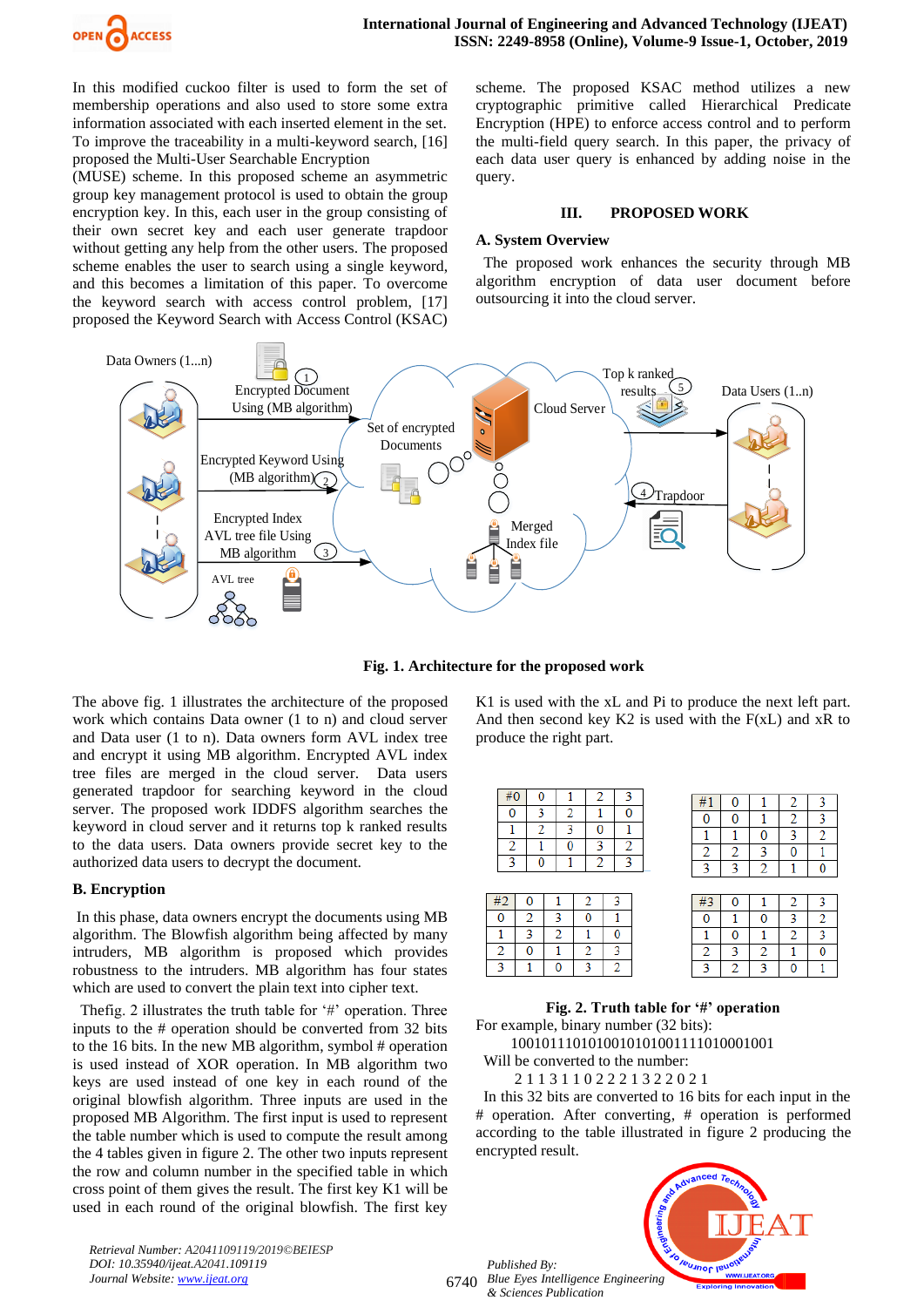In this modified cuckoo filter is used to form the set of membership operations and also used to store some extra information associated with each inserted element in the set. To improve the traceability in a multi-keyword search, [16] proposed the Multi-User Searchable Encryption (MUSE) scheme. In this proposed scheme an asymmetric group key management protocol is used to obtain the group encryption key. In this, each user in the group consisting of their own secret key and each user generate trapdoor without getting any help from the other users. The proposed scheme enables the user to search using a single keyword, and this becomes a limitation of this paper. To overcome the keyword search with access control problem, [17] proposed the Keyword Search with Access Control (KSAC) scheme. The proposed KSAC method utilizes a new cryptographic primitive called Hierarchical Predicate Encryption (HPE) to enforce access control and to perform the multi-field query search. In this paper, the privacy of each data user query is enhanced by adding noise in the query.

## III. PROPOSED WORK

### A. System Overview

The proposed work enhances the security through MB algorithm encryption of data user document before outsourcing it into the cloud server.

**Fig. 1. Architecture for the proposed work**

The above fig. 1 illustrates the architecture of the proposed work which contains Data owner (1 to n) and cloud server and Data user (1 to n). Data owners form AVL index tree and encrypt it using MB algorithm. Encrypted AVL index tree files are merged in the cloud server. Data users generated trapdoor for searching keyword in the cloud server. The proposed work IDDFS algorithm searches the keyword in cloud server and it returns top k ranked results to the data users. Data owners provide secret key to the authorized data users to decrypt the document.

### B. Encryption

In this phase, data owners encrypt the documents using MB algorithm. The Blowfish algorithm being affected by many intruders, MB algorithm is proposed which provides robustness to the intruders. MB algorithm has four states which are used to convert the plain text into cipher text.

Thefig. 2 illustrates the truth table for '#' operation. Three inputs to the # operation should be converted from 32 bits to the 16 bits. In the new MB algorithm, symbol # operation is used instead of XOR operation. In MB algorithm two keys are used instead of one key in each round of the original blowfish algorithm. Three inputs are used in the proposed MB Algorithm. The first input is used to represent the table number which is used to compute the result among the 4 tables given in figure 2. The other two inputs represent the row and column number in the specified table in which cross point of them gives the result. The first key K1 will be used in each round of the original blowfish. The first key K1 is used with the xL and Pi to produce the next left part. And then second key K2 is used with the F(xL) and xR to produce the right part.

| #0 | 0 | 1 | 2 | 3 |
|---|---|---|---|---|
| 0 | 3 | 2 | 1 | 0 |
| 1 | 2 | 3 | 0 | 1 |
| 2 | 1 | 0 | 3 | 2 |
| 3 | 0 | 1 | 2 | 3 |

| #1 | 0 | 1 | 2 | 3 |
|---|---|---|---|---|
| 0 | 0 | 1 | 2 | 3 |
| 1 | 1 | 0 | 3 | 2 |
| 2 | 2 | 3 | 0 | 1 |
| 3 | 3 | 2 | 1 | 0 |

| #2 | 0 | 1 | 2 | 3 |
|---|---|---|---|---|
| 0 | 2 | 3 | 0 | 1 |
| 1 | 3 | 2 | 1 | 0 |
| 2 | 0 | 1 | 2 | 3 |
| 3 | 1 | 0 | 3 | 2 |

| #3 | 0 | 1 | 2 | 3 |
|---|---|---|---|---|
| 0 | 1 | 0 | 3 | 2 |
| 1 | 0 | 1 | 2 | 3 |
| 2 | 3 | 2 | 1 | 0 |
| 3 | 2 | 3 | 0 | 1 |

**Fig. 2. Truth table for '#' operation**

For example, binary number (32 bits):

10010111010100101010011110100010 01

Will be converted to the number:

2 1 1 3 1 1 0 2 2 2 1 3 2 2 0 2 1

In this 32 bits are converted to 16 bits for each input in the # operation. After converting, # operation is performed according to the table illustrated in figure 2 producing the encrypted result.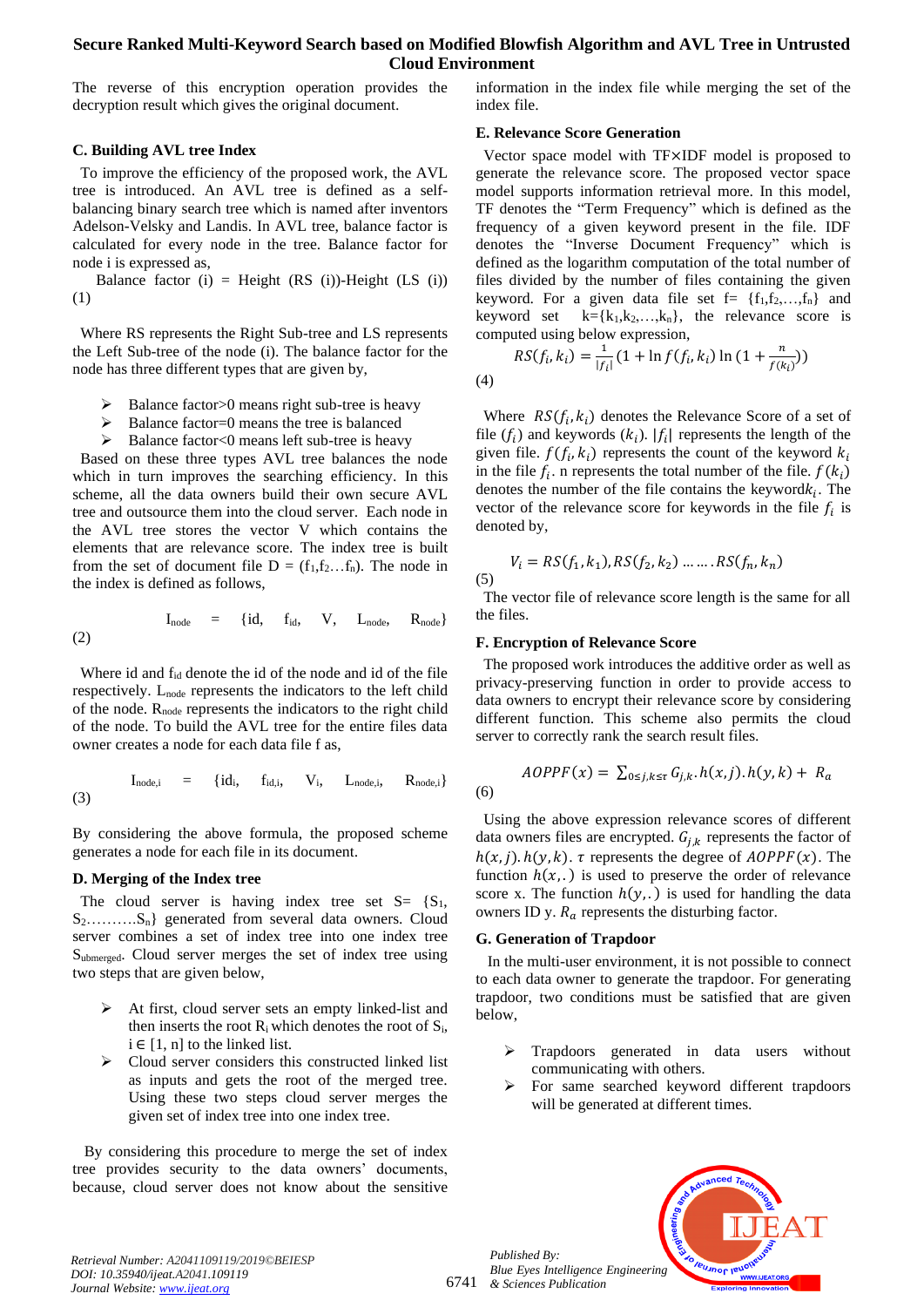The reverse of this encryption operation provides the decryption result which gives the original document.

### C. Building AVL tree Index

To improve the efficiency of the proposed work, the AVL tree is introduced. An AVL tree is defined as a self-balancing binary search tree which is named after inventors Adelson-Velsky and Landis. In AVL tree, balance factor is calculated for every node in the tree. Balance factor for node i is expressed as,

Balance factor (i) = Height (RS (i))-Height (LS (i)) (1)

Where RS represents the Right Sub-tree and LS represents the Left Sub-tree of the node (i). The balance factor for the node has three different types that are given by,

- Balance factor>0 means right sub-tree is heavy
- Balance factor=0 means the tree is balanced
- Balance factor<0 means left sub-tree is heavy

Based on these three types AVL tree balances the node which in turn improves the searching efficiency. In this scheme, all the data owners build their own secure AVL tree and outsource them into the cloud server. Each node in the AVL tree stores the vector V which contains the elements that are relevance score. The index tree is built from the set of document file D = ($f_1$,$f_2$…$f_n$). The node in the index is defined as follows,

$$I_{node} = \{id, f_{id}, V, L_{node}, R_{node}\} \quad (2)$$

Where id and $f_{id}$ denote the id of the node and id of the file respectively. $L_{node}$ represents the indicators to the left child of the node. $R_{node}$ represents the indicators to the right child of the node. To build the AVL tree for the entire files data owner creates a node for each data file f as,

$$I_{node,i} = \{id_i, f_{id,i}, V_i, L_{node,i}, R_{node,i}\} \quad (3)$$

By considering the above formula, the proposed scheme generates a node for each file in its document.

### D. Merging of the Index tree

The cloud server is having index tree set S= {$S_1$, $S_2$……….$S_n$} generated from several data owners. Cloud server combines a set of index tree into one index tree $S_{ubmerged}$. Cloud server merges the set of index tree using two steps that are given below,

- At first, cloud server sets an empty linked-list and then inserts the root $R_i$ which denotes the root of $S_i$, $i \in [1, n]$ to the linked list.
- Cloud server considers this constructed linked list as inputs and gets the root of the merged tree. Using these two steps cloud server merges the given set of index tree into one index tree.

By considering this procedure to merge the set of index tree provides security to the data owners' documents, because, cloud server does not know about the sensitive information in the index file while merging the set of the index file.

### E. Relevance Score Generation

Vector space model with TF×IDF model is proposed to generate the relevance score. The proposed vector space model supports information retrieval more. In this model, TF denotes the "Term Frequency" which is defined as the frequency of a given keyword present in the file. IDF denotes the "Inverse Document Frequency" which is defined as the logarithm computation of the total number of files divided by the number of files containing the given keyword. For a given data file set f= {$f_1$,$f_2$,…,$f_n$} and keyword k={$k_1$,$k_2$,…,$k_n$}, the relevance score is computed using below expression,

$$RS(f_i, k_i) = \frac{1}{|f_i|}(1 + \ln f(f_i, k_i) \ln (1 + \frac{n}{f(k_i)})) \quad (4)$$

Where $RS(f_i, k_i)$ denotes the Relevance Score of a set of file $(f_i)$ and keywords $(k_i)$. $|f_i|$ represents the length of the given file. $f(f_i, k_i)$ represents the count of the keyword $k_i$ in the file $f_i$. n represents the total number of the file. $f(k_i)$ denotes the number of the file contains the keyword$k_i$. The vector of the relevance score for keywords in the file $f_i$ is denoted by,

$$V_i = RS(f_1, k_1), RS(f_2, k_2) \dots \dots RS(f_n, k_n) \quad (5)$$

The vector file of relevance score length is the same for all the files.

### F. Encryption of Relevance Score

The proposed work introduces the additive order as well as privacy-preserving function in order to provide access to data owners to encrypt their relevance score by considering different function. This scheme also permits the cloud server to correctly rank the search result files.

$$AOPPF(x) = \sum_{0 \le j,k \le \tau} G_{j,k}.h(x,j).h(y,k) + R_a \quad (6)$$

Using the above expression relevance scores of different data owners files are encrypted. $G_{j,k}$ represents the factor of $h(x,j).h(y,k)$. $\tau$ represents the degree of $AOPPF(x)$. The function $h(x,.)$ is used to preserve the order of relevance score x. The function $h(y,.)$ is used for handling the data owners ID y. $R_a$ represents the disturbing factor.

### G. Generation of Trapdoor

In the multi-user environment, it is not possible to connect to each data owner to generate the trapdoor. For generating trapdoor, two conditions must be satisfied that are given below,

- Trapdoors generated in data users without communicating with others.
- For same searched keyword different trapdoors will be generated at different times.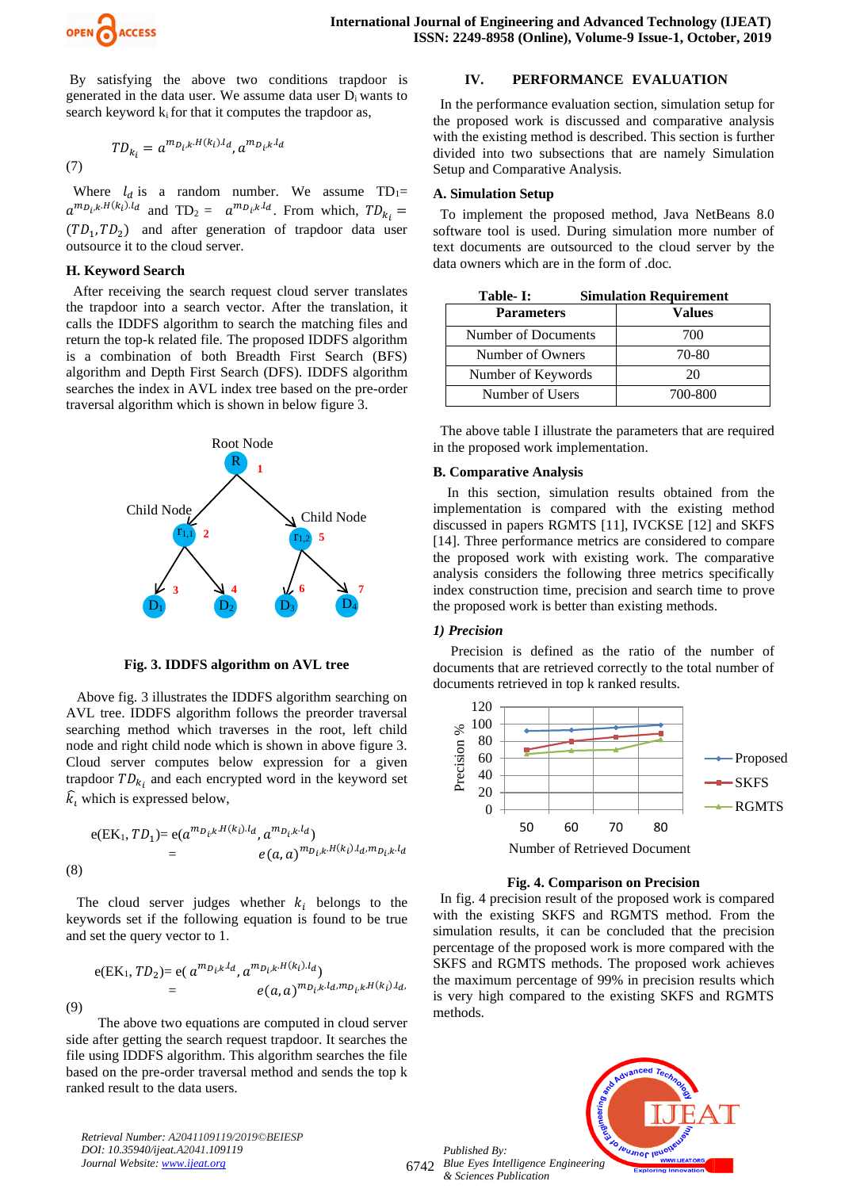By satisfying the above two conditions trapdoor is generated in the data user. We assume data user $D_i$ wants to search keyword $k_i$ for that it computes the trapdoor as,

$$TD_{k_i} = a^{m_{D_i}.k.H(k_i).l_d}, a^{m_{D_i}.k.l_d} \quad (7)$$

Where $l_d$ is a random number. We assume $TD_1 = a^{m_{D_i}.k.H(k_i).l_d}$ and $TD_2 = a^{m_{D_i}.k.l_d}$. From which, $TD_{k_i} = (TD_1, TD_2)$ and after generation of trapdoor data user outsource it to the cloud server.

### H. Keyword Search

After receiving the search request cloud server translates the trapdoor into a search vector. After the translation, it calls the IDDFS algorithm to search the matching files and return the top-k related file. The proposed IDDFS algorithm is a combination of both Breadth First Search (BFS) algorithm and Depth First Search (DFS). IDDFS algorithm searches the index in AVL index tree based on the pre-order traversal algorithm which is shown in below figure 3.

**Fig. 3. IDDFS algorithm on AVL tree**

Above fig. 3 illustrates the IDDFS algorithm searching on AVL tree. IDDFS algorithm follows the preorder traversal searching method which traverses in the root, left child node and right child node which is shown in above figure 3. Cloud server computes below expression for a given trapdoor $TD_{k_i}$ and each encrypted word in the keyword set $\widehat{k_i}$ which is expressed below,

$$e(EK_1, TD_1) = e(a^{m_{D_i}k.H(k_i).l_d}, a^{m_{D_i}.k.l_d}) = e(a,a)^{m_{D_i}.k.H(k_i).l_d.m_{D_i}.k.l_d} \quad (8)$$

The cloud server judges whether $k_i$ belongs to the keywords set if the following equation is found to be true and set the query vector to 1.

$$e(EK_1, TD_2) = e(a^{m_{D_i}k.l_d}, a^{m_{D_i}.k.H(k_i).l_d}) = e(a,a)^{m_{D_i}.k.l_d.m_{D_i}k.H(k_i).l_d,} \quad (9)$$

The above two equations are computed in cloud server side after getting the search request trapdoor. It searches the file using IDDFS algorithm. This algorithm searches the file based on the pre-order traversal method and sends the top k ranked result to the data users.

## IV. PERFORMANCE EVALUATION

In the performance evaluation section, simulation setup for the proposed work is discussed and comparative analysis with the existing method is described. This section is further divided into two subsections that are namely Simulation Setup and Comparative Analysis.

### A. Simulation Setup

To implement the proposed method, Java NetBeans 8.0 software tool is used. During simulation more number of text documents are outsourced to the cloud server by the data owners which are in the form of .doc.

**Table- I: Simulation Requirement**

| Parameters | Values |
|---|---|
| Number of Documents | 700 |
| Number of Owners | 70-80 |
| Number of Keywords | 20 |
| Number of Users | 700-800 |

The above table I illustrate the parameters that are required in the proposed work implementation.

### B. Comparative Analysis

In this section, simulation results obtained from the implementation is compared with the existing method discussed in papers RGMTS [11], IVCKSE [12] and SKFS [14]. Three performance metrics are considered to compare the proposed work with existing work. The comparative analysis considers the following three metrics specifically index construction time, precision and search time to prove the proposed work is better than existing methods.

#### *1) Precision*

Precision is defined as the ratio of the number of documents that are retrieved correctly to the total number of documents retrieved in top k ranked results.

**Fig. 4. Comparison on Precision**

In fig. 4 precision result of the proposed work is compared with the existing SKFS and RGMTS method. From the simulation results, it can be concluded that the precision percentage of the proposed work is more compared with the SKFS and RGMTS methods. The proposed work achieves the maximum percentage of 99% in precision results which is very high compared to the existing SKFS and RGMTS methods.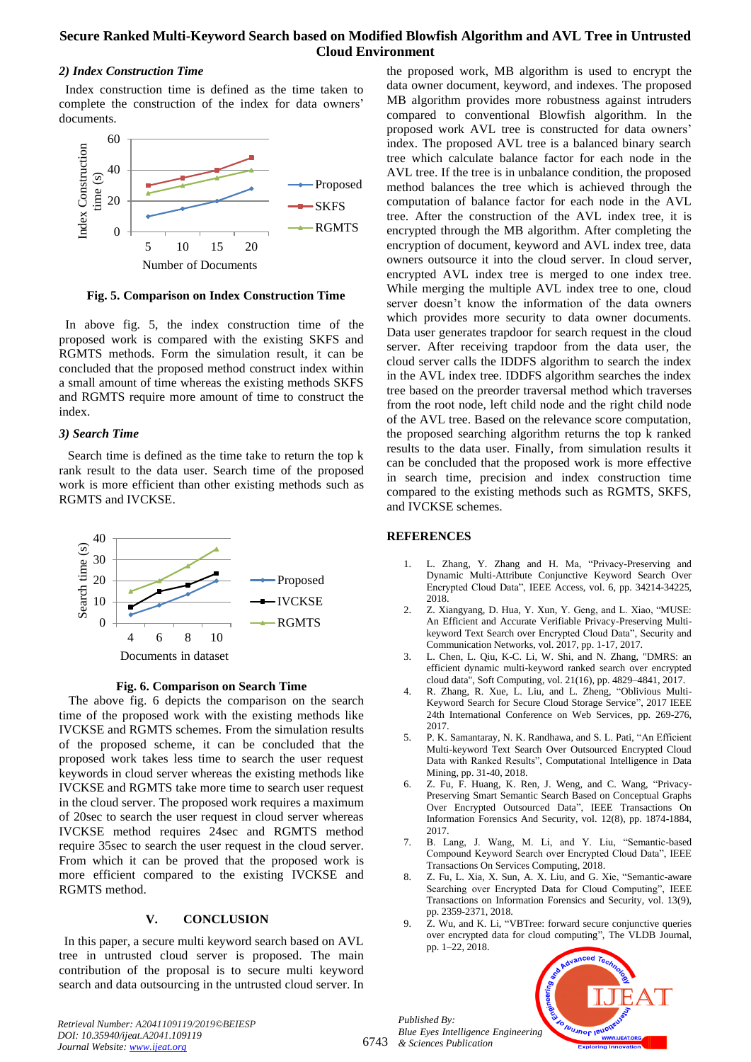#### 2) Index Construction Time

Index construction time is defined as the time taken to complete the construction of the index for data owners' documents.

**Fig. 5. Comparison on Index Construction Time**

In above fig. 5, the index construction time of the proposed work is compared with the existing SKFS and RGMTS methods. Form the simulation result, it can be concluded that the proposed method construct index within a small amount of time whereas the existing methods SKFS and RGMTS require more amount of time to construct the index.

#### 3) Search Time

Search time is defined as the time take to return the top k rank result to the data user. Search time of the proposed work is more efficient than other existing methods such as RGMTS and IVCKSE.

**Fig. 6. Comparison on Search Time**

The above fig. 6 depicts the comparison on the search time of the proposed work with the existing methods like IVCKSE and RGMTS schemes. From the simulation results of the proposed scheme, it can be concluded that the proposed work takes less time to search the user request keywords in cloud server whereas the existing methods like IVCKSE and RGMTS take more time to search user request in the cloud server. The proposed work requires a maximum of 20sec to search the user request in cloud server whereas IVCKSE method requires 24sec and RGMTS method require 35sec to search the user request in the cloud server. From which it can be proved that the proposed work is more efficient compared to the existing IVCKSE and RGMTS method.

## V. CONCLUSION

In this paper, a secure multi keyword search based on AVL tree in untrusted cloud server is proposed. The main contribution of the proposal is to secure multi keyword search and data outsourcing in the untrusted cloud server. In the proposed work, MB algorithm is used to encrypt the data owner document, keyword, and indexes. The proposed MB algorithm provides more robustness against intruders compared to conventional Blowfish algorithm. In the proposed work AVL tree is constructed for data owners' index. The proposed AVL tree is a balanced binary search tree which calculate balance factor for each node in the AVL tree. If the tree is in unbalance condition, the proposed method balances the tree which is achieved through the computation of balance factor for each node in the AVL tree. After the construction of the AVL index tree, it is encrypted through the MB algorithm. After completing the encryption of document, keyword and AVL index tree, data owners outsource it into the cloud server. In cloud server, encrypted AVL index tree is merged to one index tree. While merging the multiple AVL index tree to one, cloud server doesn't know the information of the data owners which provides more security to data owner documents. Data user generates trapdoor for search request in the cloud server. After receiving trapdoor from the data user, the cloud server calls the IDDFS algorithm to search the index in the AVL index tree. IDDFS algorithm searches the index tree based on the preorder traversal method which traverses from the root node, left child node and the right child node of the AVL tree. Based on the relevance score computation, the proposed searching algorithm returns the top k ranked results to the data user. Finally, from simulation results it can be concluded that the proposed work is more effective in search time, precision and index construction time compared to the existing methods such as RGMTS, SKFS, and IVCKSE schemes.

## REFERENCES

1. L. Zhang, Y. Zhang and H. Ma, "Privacy-Preserving and Dynamic Multi-Attribute Conjunctive Keyword Search Over Encrypted Cloud Data", IEEE Access, vol. 6, pp. 34214-34225, 2018.
2. Z. Xiangyang, D. Hua, Y. Xun, Y. Geng, and L. Xiao, "MUSE: An Efficient and Accurate Verifiable Privacy-Preserving Multi-keyword Text Search over Encrypted Cloud Data", Security and Communication Networks, vol. 2017, pp. 1-17, 2017.
3. L. Chen, L. Qiu, K-C. Li, W. Shi, and N. Zhang, "DMRS: an efficient dynamic multi-keyword ranked search over encrypted cloud data", Soft Computing, vol. 21(16), pp. 4829–4841, 2017.
4. R. Zhang, R. Xue, L. Liu, and L. Zheng, "Oblivious Multi-Keyword Search for Secure Cloud Storage Service", 2017 IEEE 24th International Conference on Web Services, pp. 269-276, 2017.
5. P. K. Samantaray, N. K. Randhawa, and S. L. Pati, "An Efficient Multi-keyword Text Search Over Outsourced Encrypted Cloud Data with Ranked Results", Computational Intelligence in Data Mining, pp. 31-40, 2018.
6. Z. Fu, F. Huang, K. Ren, J. Weng, and C. Wang, "Privacy-Preserving Smart Semantic Search Based on Conceptual Graphs Over Encrypted Outsourced Data", IEEE Transactions On Information Forensics And Security, vol. 12(8), pp. 1874-1884, 2017.
7. B. Lang, J. Wang, M. Li, and Y. Liu, "Semantic-based Compound Keyword Search over Encrypted Cloud Data", IEEE Transactions On Services Computing, 2018.
8. Z. Fu, L. Xia, X. Sun, A. X. Liu, and G. Xie, "Semantic-aware Searching over Encrypted Data for Cloud Computing", IEEE Transactions on Information Forensics and Security, vol. 13(9), pp. 2359-2371, 2018.
9. Z. Wu, and K. Li, "VBTree: forward secure conjunctive queries over encrypted data for cloud computing", The VLDB Journal, pp. 1–22, 2018.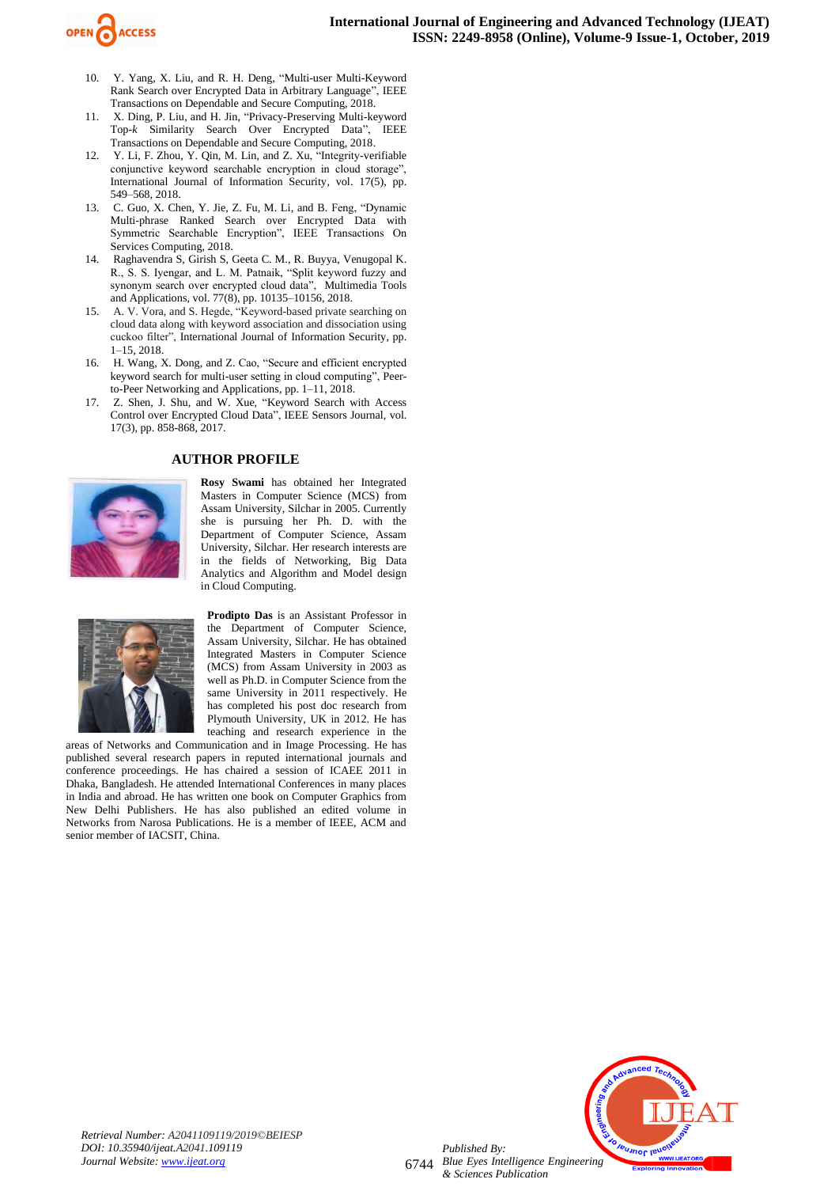10. Y. Yang, X. Liu, and R. H. Deng, "Multi-user Multi-Keyword Rank Search over Encrypted Data in Arbitrary Language", IEEE Transactions on Dependable and Secure Computing, 2018.
11. X. Ding, P. Liu, and H. Jin, "Privacy-Preserving Multi-keyword Top-*k* Similarity Search Over Encrypted Data", IEEE Transactions on Dependable and Secure Computing, 2018.
12. Y. Li, F. Zhou, Y. Qin, M. Lin, and Z. Xu, "Integrity-verifiable conjunctive keyword searchable encryption in cloud storage", International Journal of Information Security, vol. 17(5), pp. 549–568, 2018.
13. C. Guo, X. Chen, Y. Jie, Z. Fu, M. Li, and B. Feng, "Dynamic Multi-phrase Ranked Search over Encrypted Data with Symmetric Searchable Encryption", IEEE Transactions On Services Computing, 2018.
14. Raghavendra S, Girish S, Geeta C. M., R. Buyya, Venugopal K. R., S. S. Iyengar, and L. M. Patnaik, "Split keyword fuzzy and synonym search over encrypted cloud data", Multimedia Tools and Applications, vol. 77(8), pp. 10135–10156, 2018.
15. A. V. Vora, and S. Hegde, "Keyword-based private searching on cloud data along with keyword association and dissociation using cuckoo filter", International Journal of Information Security, pp. 1–15, 2018.
16. H. Wang, X. Dong, and Z. Cao, "Secure and efficient encrypted keyword search for multi-user setting in cloud computing", Peer-to-Peer Networking and Applications, pp. 1–11, 2018.
17. Z. Shen, J. Shu, and W. Xue, "Keyword Search with Access Control over Encrypted Cloud Data", IEEE Sensors Journal, vol. 17(3), pp. 858-868, 2017.

## AUTHOR PROFILE

**Rosy Swami** has obtained her Integrated Masters in Computer Science (MCS) from Assam University, Silchar in 2005. Currently she is pursuing her Ph. D. with the Department of Computer Science, Assam University, Silchar. Her research interests are in the fields of Networking, Big Data Analytics and Algorithm and Model design in Cloud Computing.

**Prodipto Das** is an Assistant Professor in the Department of Computer Science, Assam University, Silchar. He has obtained Integrated Masters in Computer Science (MCS) from Assam University in 2003 as well as Ph.D. in Computer Science from the same University in 2011 respectively. He has completed his post doc research from Plymouth University, UK in 2012. He has teaching and research experience in the areas of Networks and Communication and in Image Processing. He has published several research papers in reputed international journals and conference proceedings. He has chaired a session of ICAEE 2011 in Dhaka, Bangladesh. He attended International Conferences in many places in India and abroad. He has written one book on Computer Graphics from New Delhi Publishers. He has also published an edited volume in Networks from Narosa Publications. He is a member of IEEE, ACM and senior member of IACSIT, China.